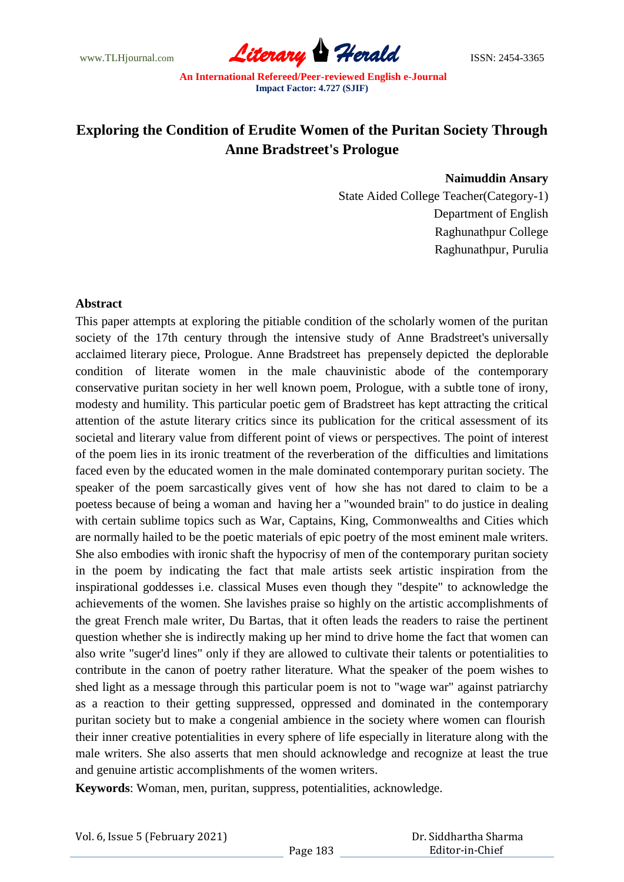# Exploring the Condition of Erudite Women of the Puritan Society Through Anne Bradstreet's Prologue

**Naimuddin Ansary**

State Aided College Teacher(Category-1)
Department of English
Raghunathpur College
Raghunathpur, Purulia

## Abstract

This paper attempts at exploring the pitiable condition of the scholarly women of the puritan society of the 17th century through the intensive study of Anne Bradstreet's universally acclaimed literary piece, Prologue. Anne Bradstreet has prepensely depicted the deplorable condition of literate women in the male chauvinistic abode of the contemporary conservative puritan society in her well known poem, Prologue, with a subtle tone of irony, modesty and humility. This particular poetic gem of Bradstreet has kept attracting the critical attention of the astute literary critics since its publication for the critical assessment of its societal and literary value from different point of views or perspectives. The point of interest of the poem lies in its ironic treatment of the reverberation of the difficulties and limitations faced even by the educated women in the male dominated contemporary puritan society. The speaker of the poem sarcastically gives vent of how she has not dared to claim to be a poetess because of being a woman and having her a "wounded brain" to do justice in dealing with certain sublime topics such as War, Captains, King, Commonwealths and Cities which are normally hailed to be the poetic materials of epic poetry of the most eminent male writers. She also embodies with ironic shaft the hypocrisy of men of the contemporary puritan society in the poem by indicating the fact that male artists seek artistic inspiration from the inspirational goddesses i.e. classical Muses even though they "despite" to acknowledge the achievements of the women. She lavishes praise so highly on the artistic accomplishments of the great French male writer, Du Bartas, that it often leads the readers to raise the pertinent question whether she is indirectly making up her mind to drive home the fact that women can also write "suger'd lines" only if they are allowed to cultivate their talents or potentialities to contribute in the canon of poetry rather literature. What the speaker of the poem wishes to shed light as a message through this particular poem is not to "wage war" against patriarchy as a reaction to their getting suppressed, oppressed and dominated in the contemporary puritan society but to make a congenial ambience in the society where women can flourish their inner creative potentialities in every sphere of life especially in literature along with the male writers. She also asserts that men should acknowledge and recognize at least the true and genuine artistic accomplishments of the women writers.

**Keywords**: Woman, men, puritan, suppress, potentialities, acknowledge.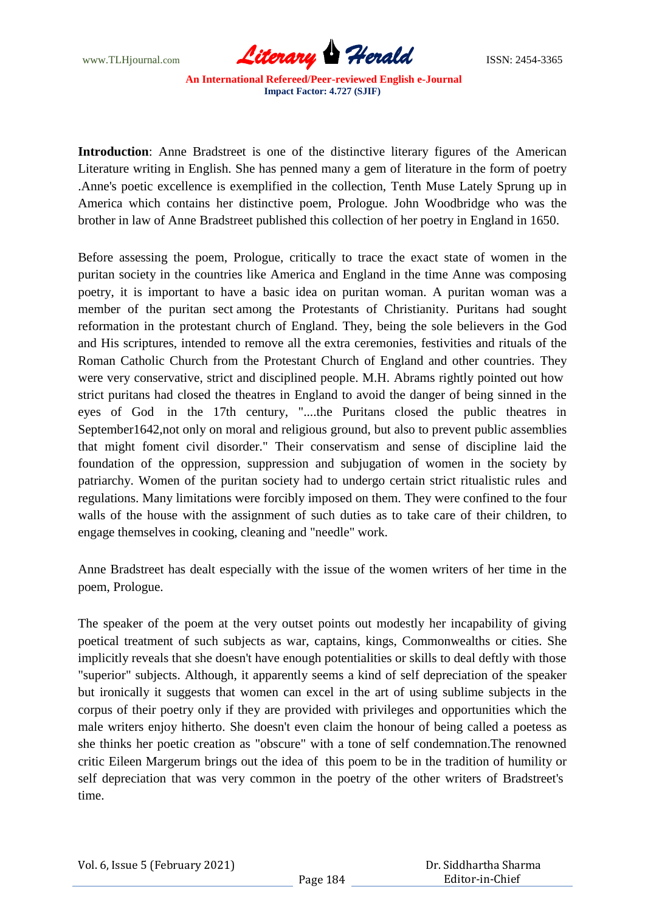**Introduction**: Anne Bradstreet is one of the distinctive literary figures of the American Literature writing in English. She has penned many a gem of literature in the form of poetry .Anne's poetic excellence is exemplified in the collection, Tenth Muse Lately Sprung up in America which contains her distinctive poem, Prologue. John Woodbridge who was the brother in law of Anne Bradstreet published this collection of her poetry in England in 1650.

Before assessing the poem, Prologue, critically to trace the exact state of women in the puritan society in the countries like America and England in the time Anne was composing poetry, it is important to have a basic idea on puritan woman. A puritan woman was a member of the puritan sect among the Protestants of Christianity. Puritans had sought reformation in the protestant church of England. They, being the sole believers in the God and His scriptures, intended to remove all the extra ceremonies, festivities and rituals of the Roman Catholic Church from the Protestant Church of England and other countries. They were very conservative, strict and disciplined people. M.H. Abrams rightly pointed out how strict puritans had closed the theatres in England to avoid the danger of being sinned in the eyes of God in the 17th century, "....the Puritans closed the public theatres in September1642,not only on moral and religious ground, but also to prevent public assemblies that might foment civil disorder." Their conservatism and sense of discipline laid the foundation of the oppression, suppression and subjugation of women in the society by patriarchy. Women of the puritan society had to undergo certain strict ritualistic rules and regulations. Many limitations were forcibly imposed on them. They were confined to the four walls of the house with the assignment of such duties as to take care of their children, to engage themselves in cooking, cleaning and "needle" work.

Anne Bradstreet has dealt especially with the issue of the women writers of her time in the poem, Prologue.

The speaker of the poem at the very outset points out modestly her incapability of giving poetical treatment of such subjects as war, captains, kings, Commonwealths or cities. She implicitly reveals that she doesn't have enough potentialities or skills to deal deftly with those "superior" subjects. Although, it apparently seems a kind of self depreciation of the speaker but ironically it suggests that women can excel in the art of using sublime subjects in the corpus of their poetry only if they are provided with privileges and opportunities which the male writers enjoy hitherto. She doesn't even claim the honour of being called a poetess as she thinks her poetic creation as "obscure" with a tone of self condemnation.The renowned critic Eileen Margerum brings out the idea of this poem to be in the tradition of humility or self depreciation that was very common in the poetry of the other writers of Bradstreet's time.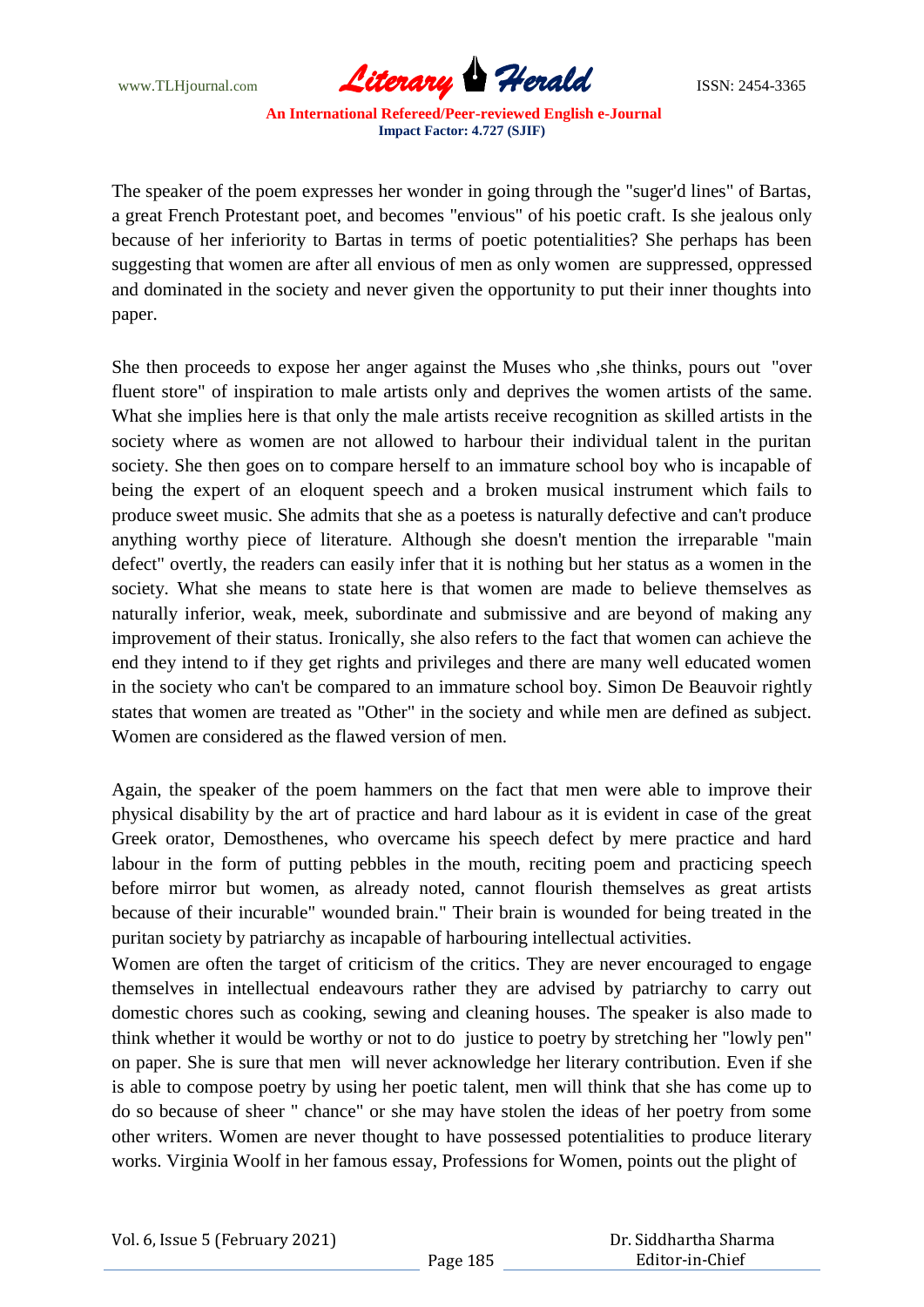The speaker of the poem expresses her wonder in going through the "suger'd lines" of Bartas, a great French Protestant poet, and becomes "envious" of his poetic craft. Is she jealous only because of her inferiority to Bartas in terms of poetic potentialities? She perhaps has been suggesting that women are after all envious of men as only women are suppressed, oppressed and dominated in the society and never given the opportunity to put their inner thoughts into paper.

She then proceeds to expose her anger against the Muses who ,she thinks, pours out "over fluent store" of inspiration to male artists only and deprives the women artists of the same. What she implies here is that only the male artists receive recognition as skilled artists in the society where as women are not allowed to harbour their individual talent in the puritan society. She then goes on to compare herself to an immature school boy who is incapable of being the expert of an eloquent speech and a broken musical instrument which fails to produce sweet music. She admits that she as a poetess is naturally defective and can't produce anything worthy piece of literature. Although she doesn't mention the irreparable "main defect" overtly, the readers can easily infer that it is nothing but her status as a women in the society. What she means to state here is that women are made to believe themselves as naturally inferior, weak, meek, subordinate and submissive and are beyond of making any improvement of their status. Ironically, she also refers to the fact that women can achieve the end they intend to if they get rights and privileges and there are many well educated women in the society who can't be compared to an immature school boy. Simon De Beauvoir rightly states that women are treated as "Other" in the society and while men are defined as subject. Women are considered as the flawed version of men.

Again, the speaker of the poem hammers on the fact that men were able to improve their physical disability by the art of practice and hard labour as it is evident in case of the great Greek orator, Demosthenes, who overcame his speech defect by mere practice and hard labour in the form of putting pebbles in the mouth, reciting poem and practicing speech before mirror but women, as already noted, cannot flourish themselves as great artists because of their incurable" wounded brain." Their brain is wounded for being treated in the puritan society by patriarchy as incapable of harbouring intellectual activities.

Women are often the target of criticism of the critics. They are never encouraged to engage themselves in intellectual endeavours rather they are advised by patriarchy to carry out domestic chores such as cooking, sewing and cleaning houses. The speaker is also made to think whether it would be worthy or not to do justice to poetry by stretching her "lowly pen" on paper. She is sure that men will never acknowledge her literary contribution. Even if she is able to compose poetry by using her poetic talent, men will think that she has come up to do so because of sheer " chance" or she may have stolen the ideas of her poetry from some other writers. Women are never thought to have possessed potentialities to produce literary works. Virginia Woolf in her famous essay, Professions for Women, points out the plight of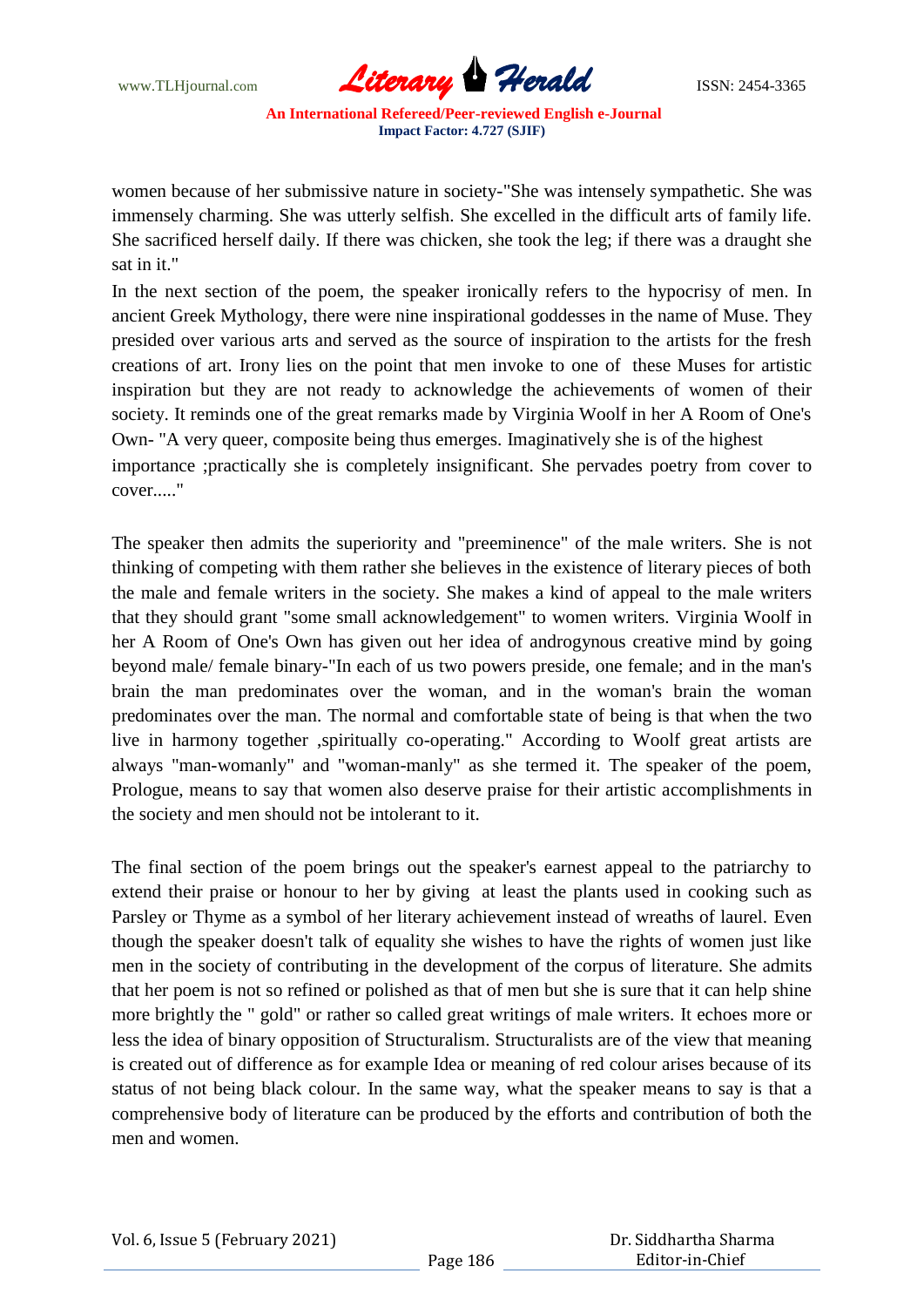women because of her submissive nature in society-"She was intensely sympathetic. She was immensely charming. She was utterly selfish. She excelled in the difficult arts of family life. She sacrificed herself daily. If there was chicken, she took the leg; if there was a draught she sat in it."

In the next section of the poem, the speaker ironically refers to the hypocrisy of men. In ancient Greek Mythology, there were nine inspirational goddesses in the name of Muse. They presided over various arts and served as the source of inspiration to the artists for the fresh creations of art. Irony lies on the point that men invoke to one of these Muses for artistic inspiration but they are not ready to acknowledge the achievements of women of their society. It reminds one of the great remarks made by Virginia Woolf in her A Room of One's Own- "A very queer, composite being thus emerges. Imaginatively she is of the highest importance ;practically she is completely insignificant. She pervades poetry from cover to cover....."

The speaker then admits the superiority and "preeminence" of the male writers. She is not thinking of competing with them rather she believes in the existence of literary pieces of both the male and female writers in the society. She makes a kind of appeal to the male writers that they should grant "some small acknowledgement" to women writers. Virginia Woolf in her A Room of One's Own has given out her idea of androgynous creative mind by going beyond male/ female binary-"In each of us two powers preside, one female; and in the man's brain the man predominates over the woman, and in the woman's brain the woman predominates over the man. The normal and comfortable state of being is that when the two live in harmony together ,spiritually co-operating." According to Woolf great artists are always "man-womanly" and "woman-manly" as she termed it. The speaker of the poem, Prologue, means to say that women also deserve praise for their artistic accomplishments in the society and men should not be intolerant to it.

The final section of the poem brings out the speaker's earnest appeal to the patriarchy to extend their praise or honour to her by giving at least the plants used in cooking such as Parsley or Thyme as a symbol of her literary achievement instead of wreaths of laurel. Even though the speaker doesn't talk of equality she wishes to have the rights of women just like men in the society of contributing in the development of the corpus of literature. She admits that her poem is not so refined or polished as that of men but she is sure that it can help shine more brightly the " gold" or rather so called great writings of male writers. It echoes more or less the idea of binary opposition of Structuralism. Structuralists are of the view that meaning is created out of difference as for example Idea or meaning of red colour arises because of its status of not being black colour. In the same way, what the speaker means to say is that a comprehensive body of literature can be produced by the efforts and contribution of both the men and women.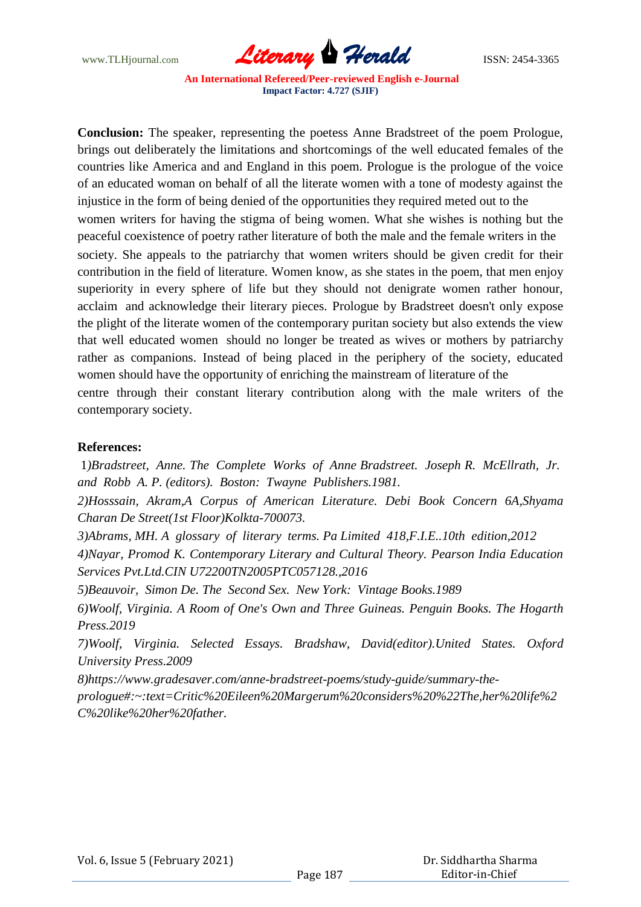**Conclusion:** The speaker, representing the poetess Anne Bradstreet of the poem Prologue, brings out deliberately the limitations and shortcomings of the well educated females of the countries like America and and England in this poem. Prologue is the prologue of the voice of an educated woman on behalf of all the literate women with a tone of modesty against the injustice in the form of being denied of the opportunities they required meted out to the women writers for having the stigma of being women. What she wishes is nothing but the peaceful coexistence of poetry rather literature of both the male and the female writers in the society. She appeals to the patriarchy that women writers should be given credit for their contribution in the field of literature. Women know, as she states in the poem, that men enjoy superiority in every sphere of life but they should not denigrate women rather honour, acclaim and acknowledge their literary pieces. Prologue by Bradstreet doesn't only expose the plight of the literate women of the contemporary puritan society but also extends the view that well educated women should no longer be treated as wives or mothers by patriarchy rather as companions. Instead of being placed in the periphery of the society, educated women should have the opportunity of enriching the mainstream of literature of the centre through their constant literary contribution along with the male writers of the contemporary society.

**References:**

1)*Bradstreet, Anne. The Complete Works of Anne Bradstreet. Joseph R. McEllrath, Jr. and Robb A. P. (editors). Boston: Twayne Publishers.1981.*

*2)Hosssain, Akram,A Corpus of American Literature. Debi Book Concern 6A,Shyama Charan De Street(1st Floor)Kolkta-700073.*

*3)Abrams, MH. A glossary of literary terms. Pa Limited 418,F.I.E..10th edition,2012*

*4)Nayar, Promod K. Contemporary Literary and Cultural Theory. Pearson India Education Services Pvt.Ltd.CIN U72200TN2005PTC057128.,2016*

*5)Beauvoir, Simon De. The Second Sex. New York: Vintage Books.1989*

*6)Woolf, Virginia. A Room of One's Own and Three Guineas. Penguin Books. The Hogarth Press.2019*

*7)Woolf, Virginia. Selected Essays. Bradshaw, David(editor).United States. Oxford University Press.2009*

*8)https://www.gradesaver.com/anne-bradstreet-poems/study-guide/summary-the-prologue#:~:text=Critic%20Eileen%20Margerum%20considers%20%22The,her%20life%2C%20like%20her%20father.*